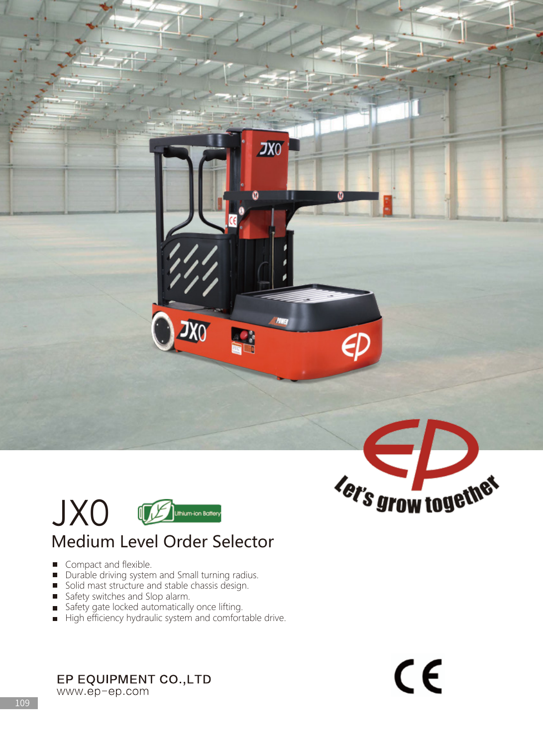# JX0

Lithium-ion Battery

## Medium Level Order Selector

- Compact and flexible.
- Durable driving system and Small turning radius.
- Solid mast structure and stable chassis design.
- Safety switches and Slop alarm.
- Safety gate locked automatically once lifting.
- High efficiency hydraulic system and comfortable drive.

Let's grow together

EP EQUIPMENT CO.,LTD
www.ep-ep.com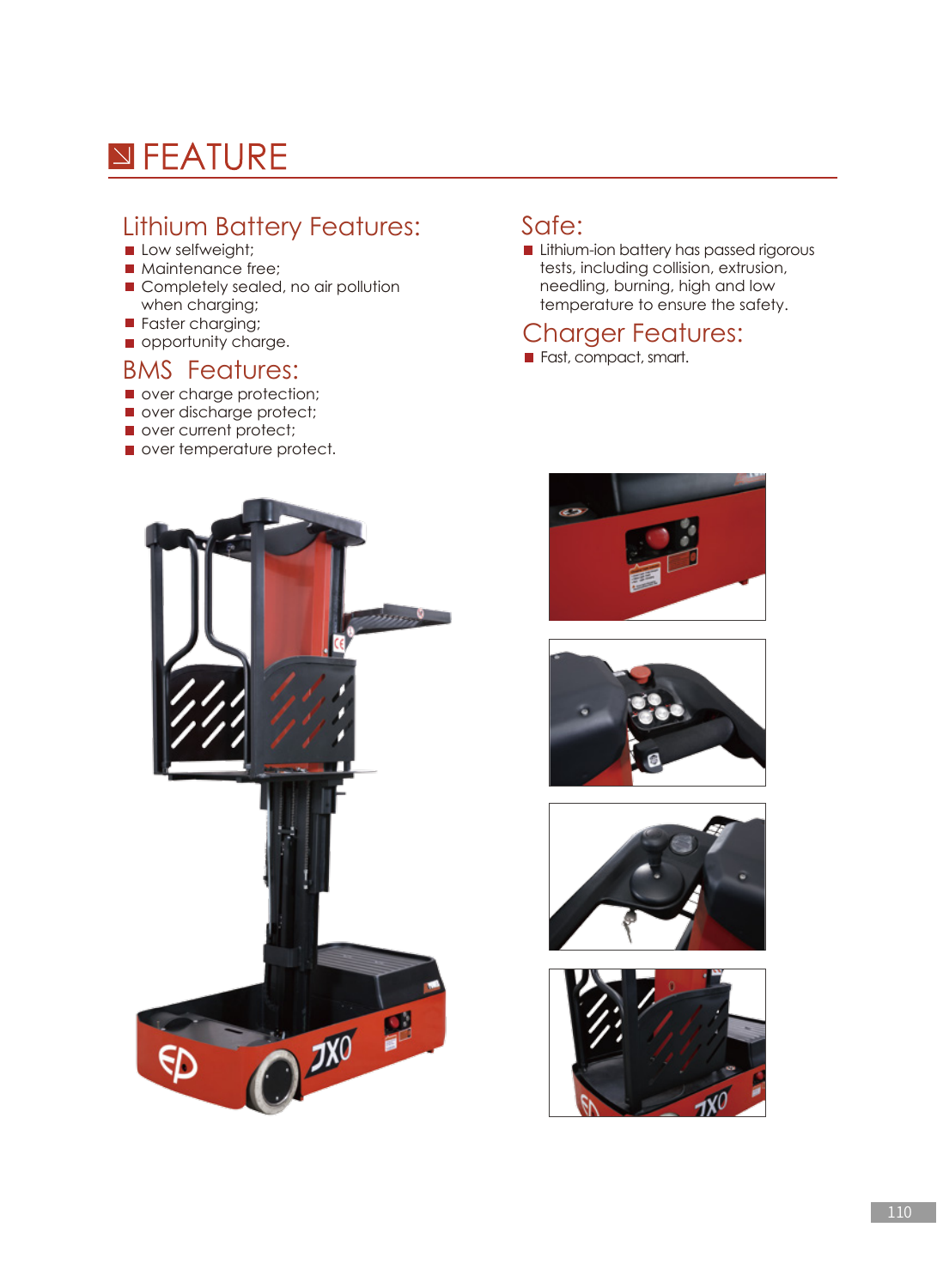# FEATURE

## Lithium Battery Features:

- Low selfweight;
- Maintenance free;
- Completely sealed, no air pollution when charging;
- Faster charging;
- opportunity charge.

## BMS Features:

- over charge protection;
- over discharge protect;
- over current protect;
- over temperature protect.

## Safe:

- Lithium-ion battery has passed rigorous tests, including collision, extrusion, needling, burning, high and low temperature to ensure the safety.

## Charger Features:

- Fast, compact, smart.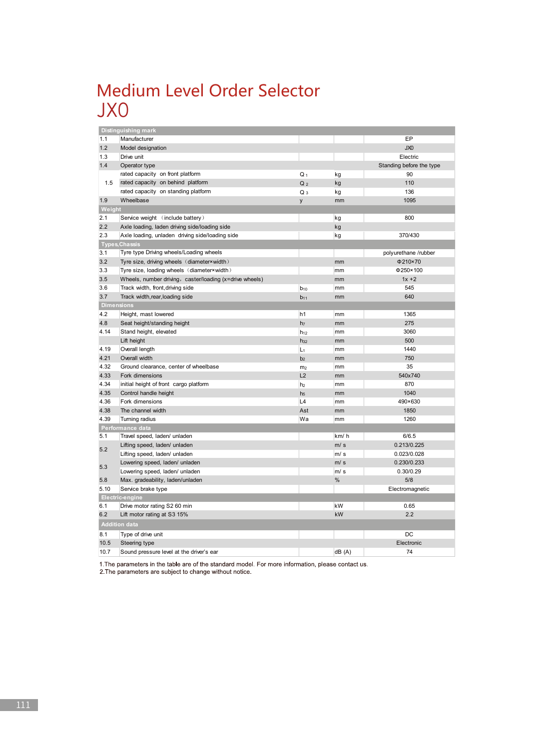# Medium Level Order Selector
# JX0

| | | | | |
|---|---|---|---|---|
| **Distinguishing mark** | | | | |
| 1.1 | Manufacturer | | | EP |
| 1.2 | Model designation | | | JX0 |
| 1.3 | Drive unit | | | Electric |
| 1.4 | Operator type | | | Standing before the type |
| 1.5 | rated capacity on front platform | $Q_1$ | kg | 90 |
| | rated capacity on behind platform | $Q_2$ | kg | 110 |
| | rated capacity on standing platform | $Q_3$ | kg | 136 |
| 1.9 | Wheelbase | y | mm | 1095 |
| **Weight** | | | | |
| 2.1 | Service weight （include battery） | | kg | 800 |
| 2.2 | Axle loading, laden driving side/loading side | | kg | |
| 2.3 | Axle loading, unladen driving side/loading side | | kg | 370/430 |
| **Types,Chassis** | | | | |
| 3.1 | Tyre type Driving wheels/Loading wheels | | | polyurethane /rubber |
| 3.2 | Tyre size, driving wheels（diameter×width） | | mm | Φ210×70 |
| 3.3 | Tyre size, loading wheels（diameter×width） | | mm | Φ250×100 |
| 3.5 | Wheels, number driving，caster/loading (x=drive wheels) | | mm | 1x +2 |
| 3.6 | Track width, front,driving side | $b_{10}$ | mm | 545 |
| 3.7 | Track width,rear,loading side | $b_{11}$ | mm | 640 |
| **Dimensions** | | | | |
| 4.2 | Height, mast lowered | h1 | mm | 1365 |
| 4.8 | Seat height/standing height | $h_7$ | mm | 275 |
| 4.14 | Stand height, elevated | $h_{12}$ | mm | 3060 |
| | Lift height | $h_{32}$ | mm | 500 |
| 4.19 | Overall length | $L_1$ | mm | 1440 |
| 4.21 | Overall width | $b_2$ | mm | 750 |
| 4.32 | Ground clearance, center of wheelbase | $m_2$ | mm | 35 |
| 4.33 | Fork dimensions | L2 | mm | 540x740 |
| 4.34 | initial height of front cargo platform | $h_2$ | mm | 870 |
| 4.35 | Control handle height | $h_5$ | mm | 1040 |
| 4.36 | Fork dimensions | L4 | mm | 490×630 |
| 4.38 | The channel width | Ast | mm | 1850 |
| 4.39 | Turning radius | Wa | mm | 1260 |
| **Performance data** | | | | |
| 5.1 | Travel speed, laden/ unladen | | km/ h | 6/6.5 |
| 5.2 | Lifting speed, laden/ unladen | | m/ s | 0.213/0.225 |
| | Lifting speed, laden/ unladen | | m/ s | 0.023/0.028 |
| 5.3 | Lowering speed, laden/ unladen | | m/ s | 0.230/0.233 |
| | Lowering speed, laden/ unladen | | m/ s | 0.30/0.29 |
| 5.8 | Max. gradeability, laden/unladen | | % | 5/8 |
| 5.10 | Service brake type | | | Electromagnetic |
| **Electric-engine** | | | | |
| 6.1 | Drive motor rating S2 60 min | | kW | 0.65 |
| 6.2 | Lift motor rating at S3 15% | | kW | 2.2 |
| **Addition data** | | | | |
| 8.1 | Type of drive unit | | | DC |
| 10.5 | Steering type | | | Electronic |
| 10.7 | Sound pressure level at the driver's ear | | dB (A) | 74 |

1.The parameters in the table are of the standard model. For more information, please contact us.
2.The parameters are subject to change without notice.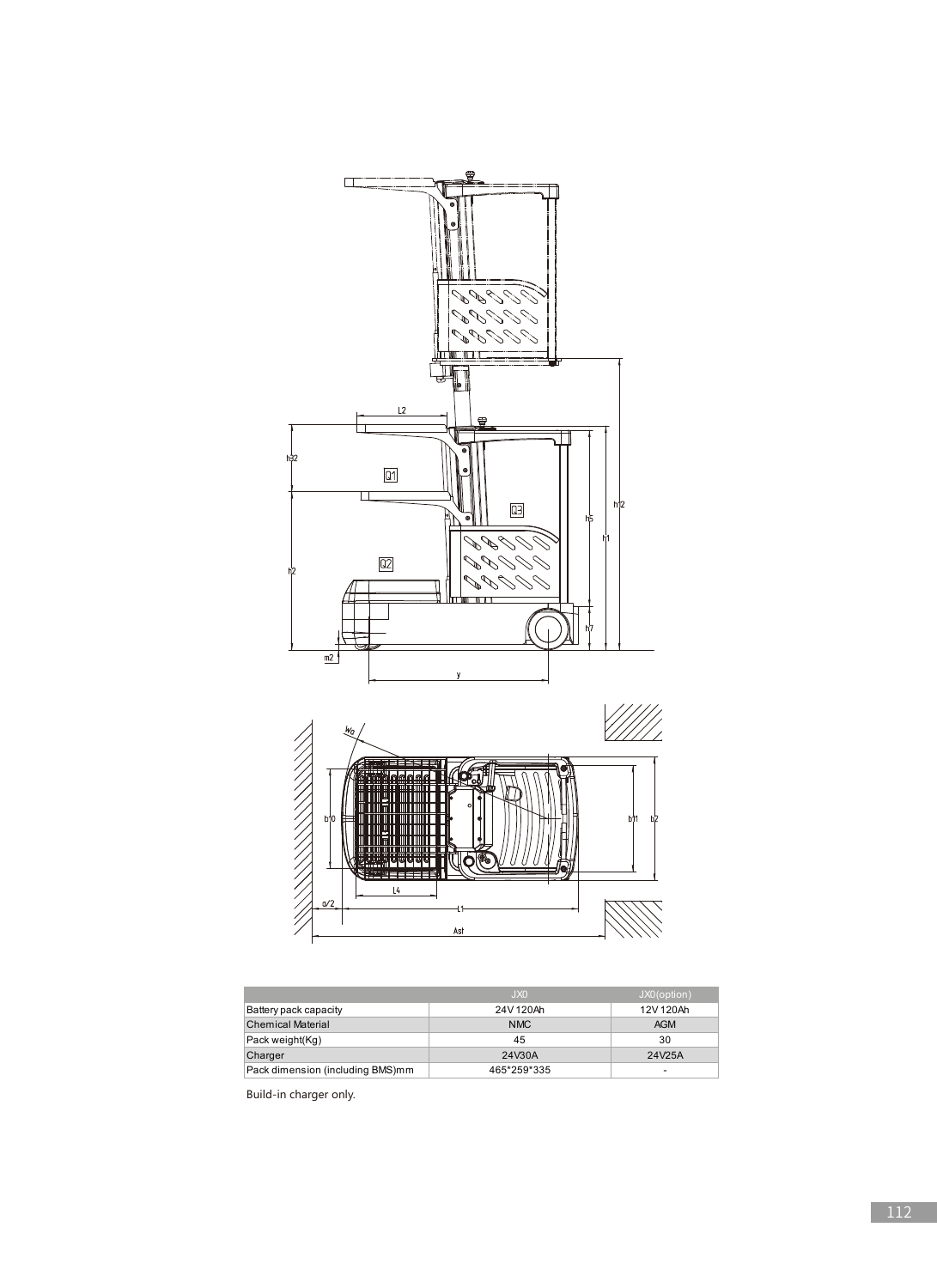L2

h32

Q1

Q3

h5

h'2

h1

Q2

h2

h7

m2

y

Wa

b10

b11

b2

L4

a/2

L1

Ast

| | JX0 | JX0(option) |
| --- | --- | --- |
| Battery pack capacity | 24V 120Ah | 12V 120Ah |
| Chemical Material | NMC | AGM |
| Pack weight(Kg) | 45 | 30 |
| Charger | 24V30A | 24V25A |
| Pack dimension (including BMS)mm | 465*259*335 | - |

Build-in charger only.